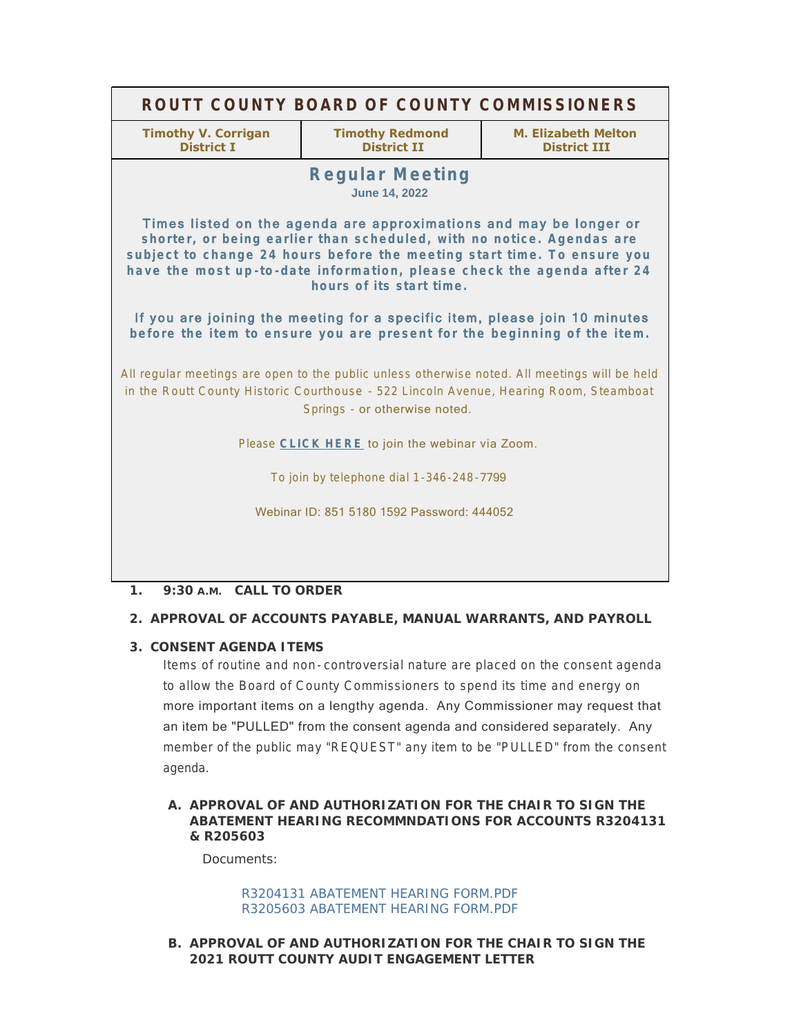# ROUTT COUNTY BOARD OF COUNTY COMMISSIONERS

| Timothy V. Corrigan<br>District I | Timothy Redmond<br>District II | M. Elizabeth Melton<br>District III |
|---|---|---|

## Regular Meeting

**June 14, 2022**

**Times listed on the agenda are approximations and may be longer or shorter, or being earlier than scheduled, with no notice. Agendas are subject to change 24 hours before the meeting start time. To ensure you have the most up-to-date information, please check the agenda after 24 hours of its start time.**

**If you are joining the meeting for a specific item, please join 10 minutes before the item to ensure you are present for the beginning of the item.**

All regular meetings are open to the public unless otherwise noted. All meetings will be held in the Routt County Historic Courthouse - 522 Lincoln Avenue, Hearing Room, Steamboat Springs - or otherwise noted.

Please **CLICK HERE** to join the webinar via Zoom.

To join by telephone dial 1-346-248-7799

Webinar ID: 851 5180 1592 Password: 444052

1. **9:30 A.M. CALL TO ORDER**

2. **APPROVAL OF ACCOUNTS PAYABLE, MANUAL WARRANTS, AND PAYROLL**

3. **CONSENT AGENDA ITEMS**

   Items of routine and non-controversial nature are placed on the consent agenda to allow the Board of County Commissioners to spend its time and energy on more important items on a lengthy agenda. Any Commissioner may request that an item be "PULLED" from the consent agenda and considered separately. Any member of the public may "REQUEST" any item to be "PULLED" from the consent agenda.

   A. **APPROVAL OF AND AUTHORIZATION FOR THE CHAIR TO SIGN THE ABATEMENT HEARING RECOMMNDATIONS FOR ACCOUNTS R3204131 & R205603**

      Documents:

      R3204131 ABATEMENT HEARING FORM.PDF
      R3205603 ABATEMENT HEARING FORM.PDF

   B. **APPROVAL OF AND AUTHORIZATION FOR THE CHAIR TO SIGN THE 2021 ROUTT COUNTY AUDIT ENGAGEMENT LETTER**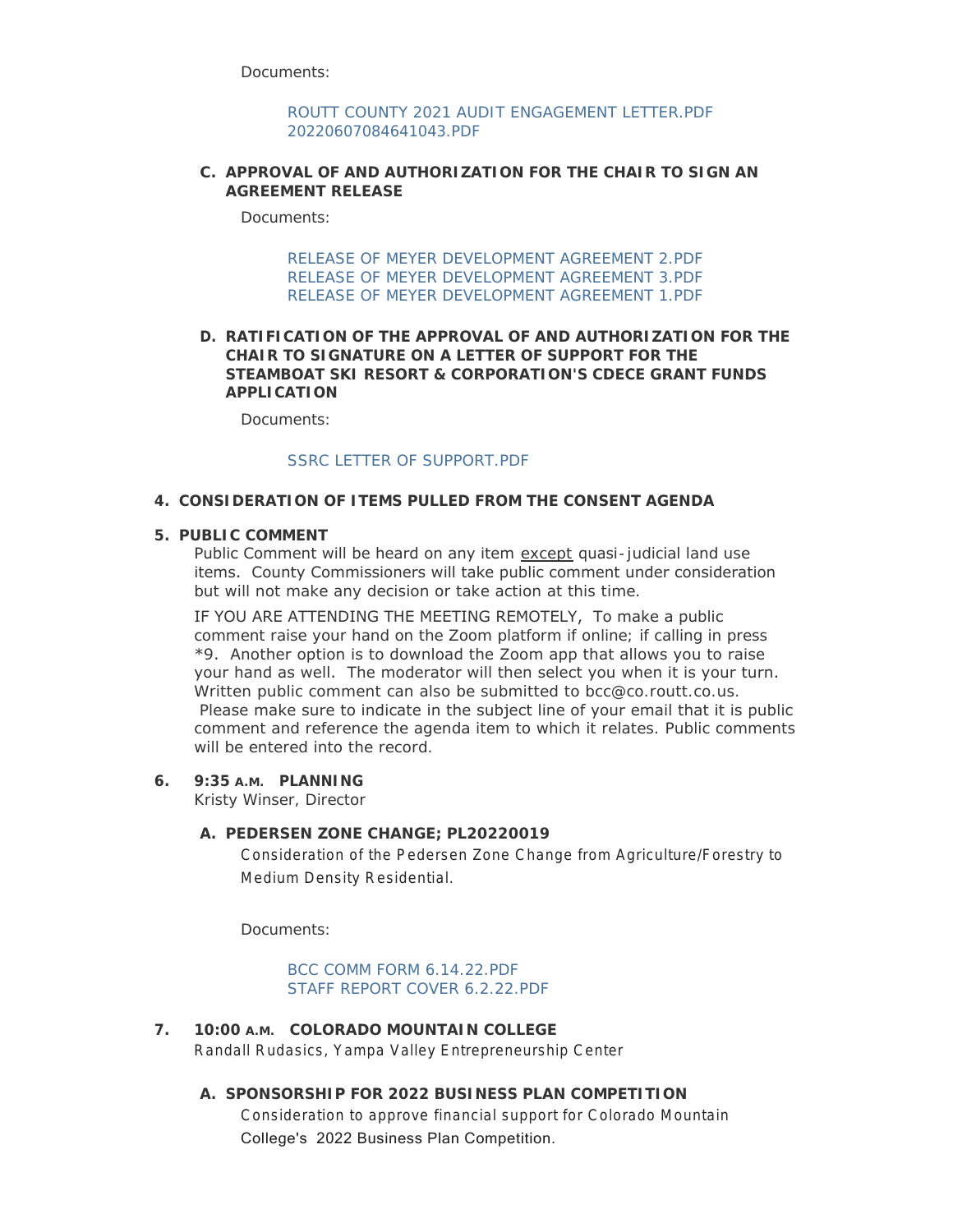Documents:

ROUTT COUNTY 2021 AUDIT ENGAGEMENT LETTER.PDF
20220607084641043.PDF

**C. APPROVAL OF AND AUTHORIZATION FOR THE CHAIR TO SIGN AN AGREEMENT RELEASE**

Documents:

RELEASE OF MEYER DEVELOPMENT AGREEMENT 2.PDF
RELEASE OF MEYER DEVELOPMENT AGREEMENT 3.PDF
RELEASE OF MEYER DEVELOPMENT AGREEMENT 1.PDF

**D. RATIFICATION OF THE APPROVAL OF AND AUTHORIZATION FOR THE CHAIR TO SIGNATURE ON A LETTER OF SUPPORT FOR THE STEAMBOAT SKI RESORT & CORPORATION'S CDECE GRANT FUNDS APPLICATION**

Documents:

SSRC LETTER OF SUPPORT.PDF

**4. CONSIDERATION OF ITEMS PULLED FROM THE CONSENT AGENDA**

**5. PUBLIC COMMENT**

Public Comment will be heard on any item <u>except</u> quasi-judicial land use items. County Commissioners will take public comment under consideration but will not make any decision or take action at this time.

IF YOU ARE ATTENDING THE MEETING REMOTELY, To make a public comment raise your hand on the Zoom platform if online; if calling in press *9. Another option is to download the Zoom app that allows you to raise your hand as well. The moderator will then select you when it is your turn. Written public comment can also be submitted to bcc@co.routt.co.us. Please make sure to indicate in the subject line of your email that it is public comment and reference the agenda item to which it relates. Public comments will be entered into the record.

**6. 9:35 A.M. PLANNING**

Kristy Winser, Director

**A. PEDERSEN ZONE CHANGE; PL20220019**

Consideration of the Pedersen Zone Change from Agriculture/Forestry to Medium Density Residential.

Documents:

BCC COMM FORM 6.14.22.PDF
STAFF REPORT COVER 6.2.22.PDF

**7. 10:00 A.M. COLORADO MOUNTAIN COLLEGE**

Randall Rudasics, Yampa Valley Entrepreneurship Center

**A. SPONSORSHIP FOR 2022 BUSINESS PLAN COMPETITION**

Consideration to approve financial support for Colorado Mountain College's 2022 Business Plan Competition.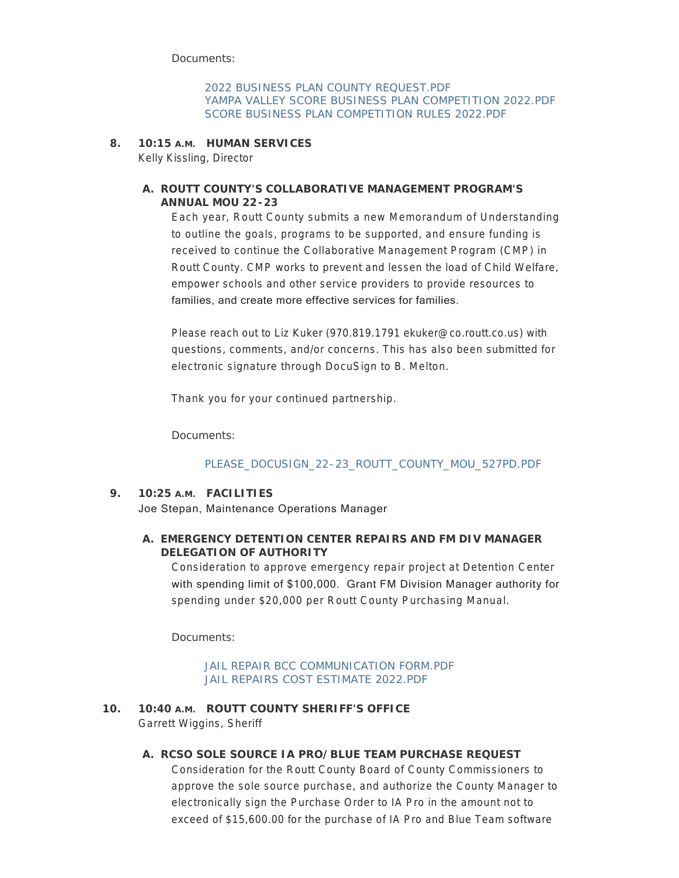Documents:

> 2022 BUSINESS PLAN COUNTY REQUEST.PDF
> YAMPA VALLEY SCORE BUSINESS PLAN COMPETITION 2022.PDF
> SCORE BUSINESS PLAN COMPETITION RULES 2022.PDF

**8. 10:15 A.M. HUMAN SERVICES**
Kelly Kissling, Director

**A. ROUTT COUNTY'S COLLABORATIVE MANAGEMENT PROGRAM'S ANNUAL MOU 22-23**

Each year, Routt County submits a new Memorandum of Understanding to outline the goals, programs to be supported, and ensure funding is received to continue the Collaborative Management Program (CMP) in Routt County. CMP works to prevent and lessen the load of Child Welfare, empower schools and other service providers to provide resources to families, and create more effective services for families.

Please reach out to Liz Kuker (970.819.1791 ekuker@co.routt.co.us) with questions, comments, and/or concerns. This has also been submitted for electronic signature through DocuSign to B. Melton.

Thank you for your continued partnership.

Documents:

> PLEASE_DOCUSIGN_22-23_ROUTT_COUNTY_MOU_527PD.PDF

**9. 10:25 A.M. FACILITIES**
Joe Stepan, Maintenance Operations Manager

**A. EMERGENCY DETENTION CENTER REPAIRS AND FM DIV MANAGER DELEGATION OF AUTHORITY**

Consideration to approve emergency repair project at Detention Center with spending limit of $100,000. Grant FM Division Manager authority for spending under $20,000 per Routt County Purchasing Manual.

Documents:

> JAIL REPAIR BCC COMMUNICATION FORM.PDF
> JAIL REPAIRS COST ESTIMATE 2022.PDF

**10. 10:40 A.M. ROUTT COUNTY SHERIFF'S OFFICE**
Garrett Wiggins, Sheriff

**A. RCSO SOLE SOURCE IA PRO/BLUE TEAM PURCHASE REQUEST**

Consideration for the Routt County Board of County Commissioners to approve the sole source purchase, and authorize the County Manager to electronically sign the Purchase Order to IA Pro in the amount not to exceed of $15,600.00 for the purchase of IA Pro and Blue Team software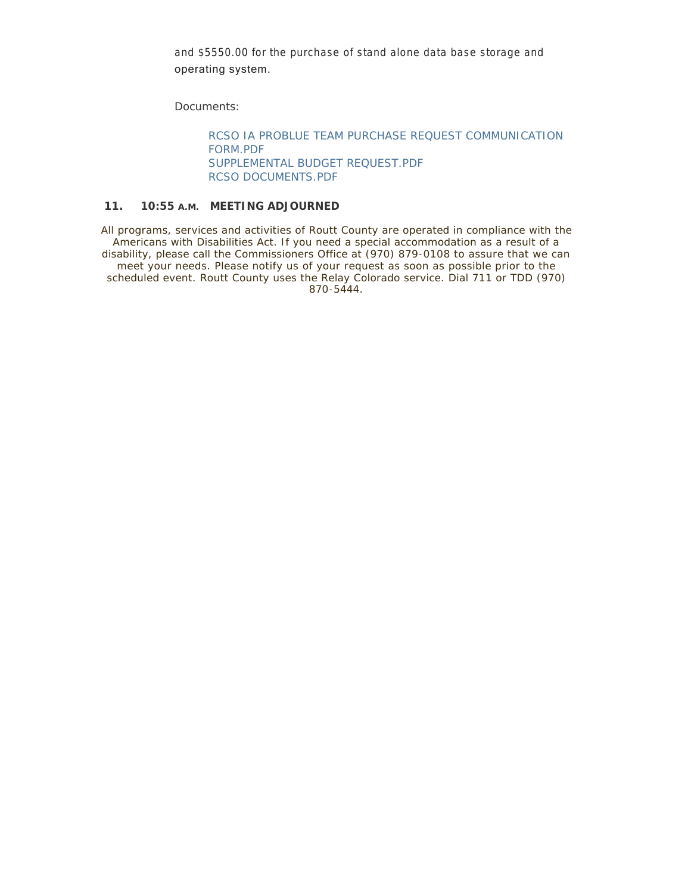and $5550.00 for the purchase of stand alone data base storage and operating system.

Documents:

RCSO IA PROBLUE TEAM PURCHASE REQUEST COMMUNICATION FORM.PDF
SUPPLEMENTAL BUDGET REQUEST.PDF
RCSO DOCUMENTS.PDF

**11. 10:55 A.M. MEETING ADJOURNED**

All programs, services and activities of Routt County are operated in compliance with the Americans with Disabilities Act. If you need a special accommodation as a result of a disability, please call the Commissioners Office at (970) 879-0108 to assure that we can meet your needs. Please notify us of your request as soon as possible prior to the scheduled event. Routt County uses the Relay Colorado service. Dial 711 or TDD (970) 870-5444.